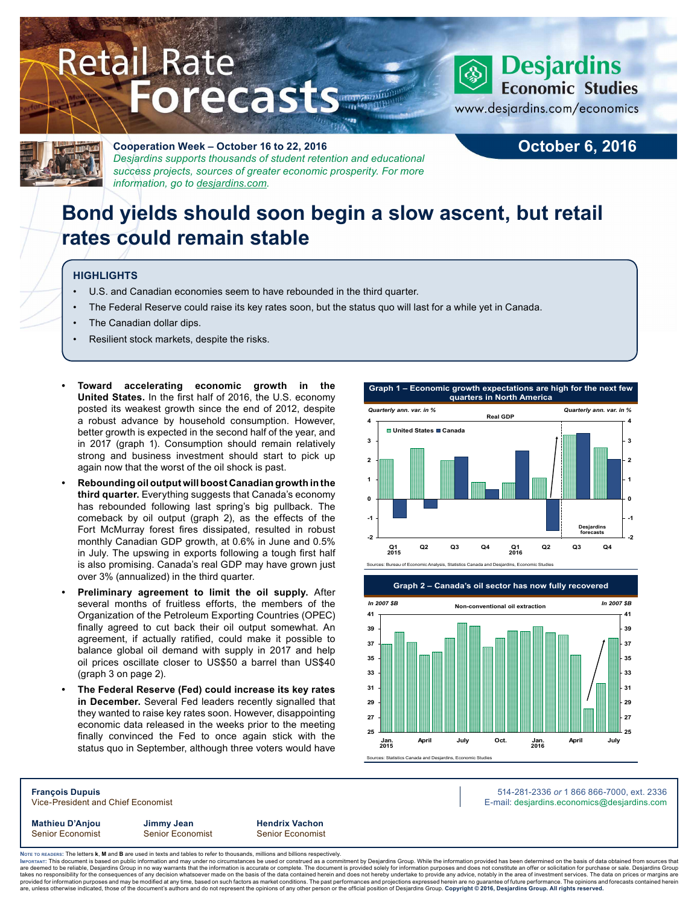# Retail Rate Forecasts

Desjardins Economic Studies
www.desjardins.com/economics

**Cooperation Week – October 16 to 22, 2016**
*Desjardins supports thousands of student retention and educational success projects, sources of greater economic prosperity. For more information, go to desjardins.com.*

**October 6, 2016**

## Bond yields should soon begin a slow ascent, but retail rates could remain stable

### HIGHLIGHTS

- U.S. and Canadian economies seem to have rebounded in the third quarter.
- The Federal Reserve could raise its key rates soon, but the status quo will last for a while yet in Canada.
- The Canadian dollar dips.
- Resilient stock markets, despite the risks.

- **Toward accelerating economic growth in the United States.** In the first half of 2016, the U.S. economy posted its weakest growth since the end of 2012, despite a robust advance by household consumption. However, better growth is expected in the second half of the year, and in 2017 (graph 1). Consumption should remain relatively strong and business investment should start to pick up again now that the worst of the oil shock is past.
- **Rebounding oil output will boost Canadian growth in the third quarter.** Everything suggests that Canada's economy has rebounded following last spring's big pullback. The comeback by oil output (graph 2), as the effects of the Fort McMurray forest fires dissipated, resulted in robust monthly Canadian GDP growth, at 0.6% in June and 0.5% in July. The upswing in exports following a tough first half is also promising. Canada's real GDP may have grown just over 3% (annualized) in the third quarter.
- **Preliminary agreement to limit the oil supply.** After several months of fruitless efforts, the members of the Organization of the Petroleum Exporting Countries (OPEC) finally agreed to cut back their oil output somewhat. An agreement, if actually ratified, could make it possible to balance global oil demand with supply in 2017 and help oil prices oscillate closer to US$50 a barrel than US$40 (graph 3 on page 2).
- **The Federal Reserve (Fed) could increase its key rates in December.** Several Fed leaders recently signalled that they wanted to raise key rates soon. However, disappointing economic data released in the weeks prior to the meeting finally convinced the Fed to once again stick with the status quo in September, although three voters would have

**Graph 1 – Economic growth expectations are high for the next few quarters in North America**

Real GDP — Quarterly ann. var. in % — United States / Canada (Q1 2015 to Q4 2016; Q3–Q4 2016: Desjardins forecasts)

Sources: Bureau of Economic Analysis, Statistics Canada and Desjardins, Economic Studies

**Graph 2 – Canada's oil sector has now fully recovered**

Non-conventional oil extraction — In 2007 $B (Jan. 2015 to July 2016)

Sources: Statistics Canada and Desjardins, Economic Studies

---

**François Dupuis**
Vice-President and Chief Economist

514-281-2336 *or* 1 866 866-7000, ext. 2336
E-mail: desjardins.economics@desjardins.com

**Mathieu D'Anjou** — Senior Economist
**Jimmy Jean** — Senior Economist
**Hendrix Vachon** — Senior Economist

Note to readers: The letters **k**, **M** and **B** are used in texts and tables to refer to thousands, millions and billions respectively.
Important: This document is based on public information and may under no circumstances be used or construed as a commitment by Desjardins Group. While the information provided has been determined on the basis of data obtained from sources that are deemed to be reliable, Desjardins Group in no way warrants that the information is accurate or complete. The document is provided solely for information purposes and does not constitute an offer or solicitation for purchase or sale. Desjardins Group takes no responsibility for the consequences of any decision whatsoever made on the basis of the data contained herein and does not hereby undertake to provide any advice, notably in the area of investment services. The data on prices or margins are provided for information purposes and may be modified at any time, based on such factors as market conditions. The past performances and projections expressed herein are no guarantee of future performance. The opinions and forecasts contained herein are, unless otherwise indicated, those of the document's authors and do not represent the opinions of any other person or the official position of Desjardins Group. **Copyright © 2016, Desjardins Group. All rights reserved.**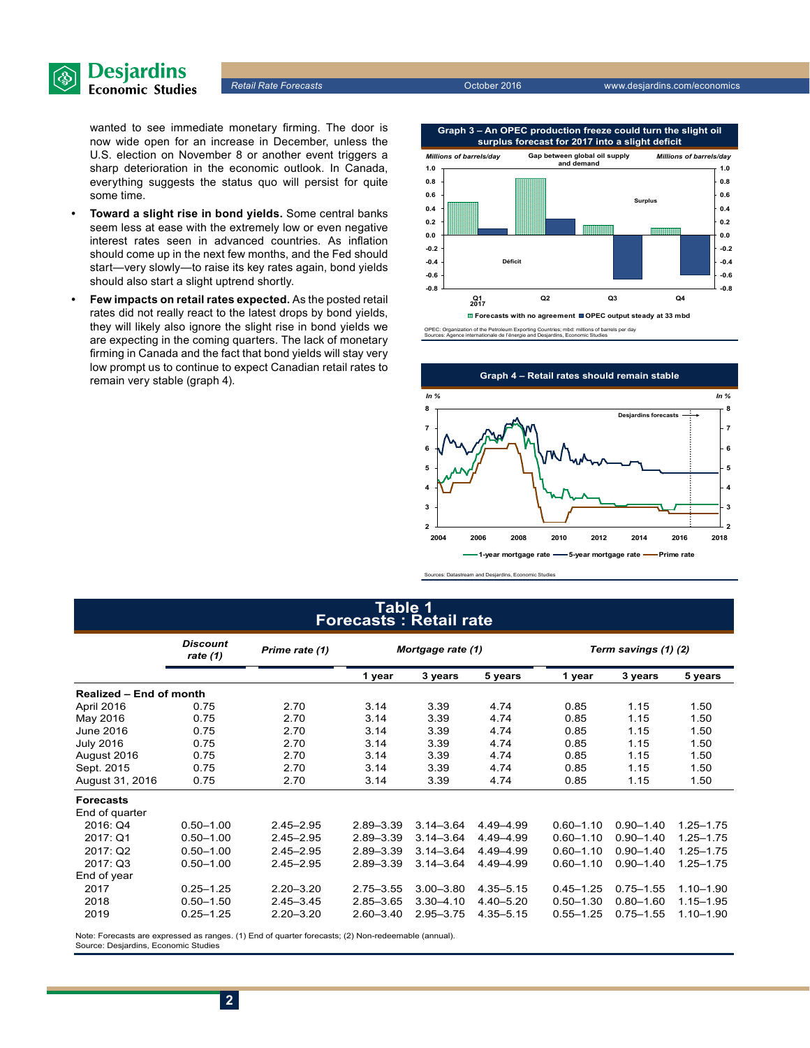wanted to see immediate monetary firming. The door is now wide open for an increase in December, unless the U.S. election on November 8 or another event triggers a sharp deterioration in the economic outlook. In Canada, everything suggests the status quo will persist for quite some time.

- **Toward a slight rise in bond yields.** Some central banks seem less at ease with the extremely low or even negative interest rates seen in advanced countries. As inflation should come up in the next few months, and the Fed should start—very slowly—to raise its key rates again, bond yields should also start a slight uptrend shortly.
- **Few impacts on retail rates expected.** As the posted retail rates did not really react to the latest drops by bond yields, they will likely also ignore the slight rise in bond yields we are expecting in the coming quarters. The lack of monetary firming in Canada and the fact that bond yields will stay very low prompt us to continue to expect Canadian retail rates to remain very stable (graph 4).

**Graph 3 – An OPEC production freeze could turn the slight oil surplus forecast for 2017 into a slight deficit**

OPEC: Organization of the Petroleum Exporting Countries; mbd: millions of barrels per day
Sources: Agence internationale de l'énergie and Desjardins, Economic Studies

**Graph 4 – Retail rates should remain stable**

Sources: Datastream and Desjardins, Economic Studies

**Table 1**
**Forecasts : Retail rate**

| | Discount rate (1) | Prime rate (1) | Mortgage rate (1) | | | Term savings (1) (2) | | |
|---|---|---|---|---|---|---|---|---|
| | | | 1 year | 3 years | 5 years | 1 year | 3 years | 5 years |
| **Realized – End of month** | | | | | | | | |
| April 2016 | 0.75 | 2.70 | 3.14 | 3.39 | 4.74 | 0.85 | 1.15 | 1.50 |
| May 2016 | 0.75 | 2.70 | 3.14 | 3.39 | 4.74 | 0.85 | 1.15 | 1.50 |
| June 2016 | 0.75 | 2.70 | 3.14 | 3.39 | 4.74 | 0.85 | 1.15 | 1.50 |
| July 2016 | 0.75 | 2.70 | 3.14 | 3.39 | 4.74 | 0.85 | 1.15 | 1.50 |
| August 2016 | 0.75 | 2.70 | 3.14 | 3.39 | 4.74 | 0.85 | 1.15 | 1.50 |
| Sept. 2015 | 0.75 | 2.70 | 3.14 | 3.39 | 4.74 | 0.85 | 1.15 | 1.50 |
| August 31, 2016 | 0.75 | 2.70 | 3.14 | 3.39 | 4.74 | 0.85 | 1.15 | 1.50 |
| **Forecasts** | | | | | | | | |
| End of quarter | | | | | | | | |
| 2016: Q4 | 0.50–1.00 | 2.45–2.95 | 2.89–3.39 | 3.14–3.64 | 4.49–4.99 | 0.60–1.10 | 0.90–1.40 | 1.25–1.75 |
| 2017: Q1 | 0.50–1.00 | 2.45–2.95 | 2.89–3.39 | 3.14–3.64 | 4.49–4.99 | 0.60–1.10 | 0.90–1.40 | 1.25–1.75 |
| 2017: Q2 | 0.50–1.00 | 2.45–2.95 | 2.89–3.39 | 3.14–3.64 | 4.49–4.99 | 0.60–1.10 | 0.90–1.40 | 1.25–1.75 |
| 2017: Q3 | 0.50–1.00 | 2.45–2.95 | 2.89–3.39 | 3.14–3.64 | 4.49–4.99 | 0.60–1.10 | 0.90–1.40 | 1.25–1.75 |
| End of year | | | | | | | | |
| 2017 | 0.25–1.25 | 2.20–3.20 | 2.75–3.55 | 3.00–3.80 | 4.35–5.15 | 0.45–1.25 | 0.75–1.55 | 1.10–1.90 |
| 2018 | 0.50–1.50 | 2.45–3.45 | 2.85–3.65 | 3.30–4.10 | 4.40–5.20 | 0.50–1.30 | 0.80–1.60 | 1.15–1.95 |
| 2019 | 0.25–1.25 | 2.20–3.20 | 2.60–3.40 | 2.95–3.75 | 4.35–5.15 | 0.55–1.25 | 0.75–1.55 | 1.10–1.90 |

Note: Forecasts are expressed as ranges. (1) End of quarter forecasts; (2) Non-redeemable (annual).
Source: Desjardins, Economic Studies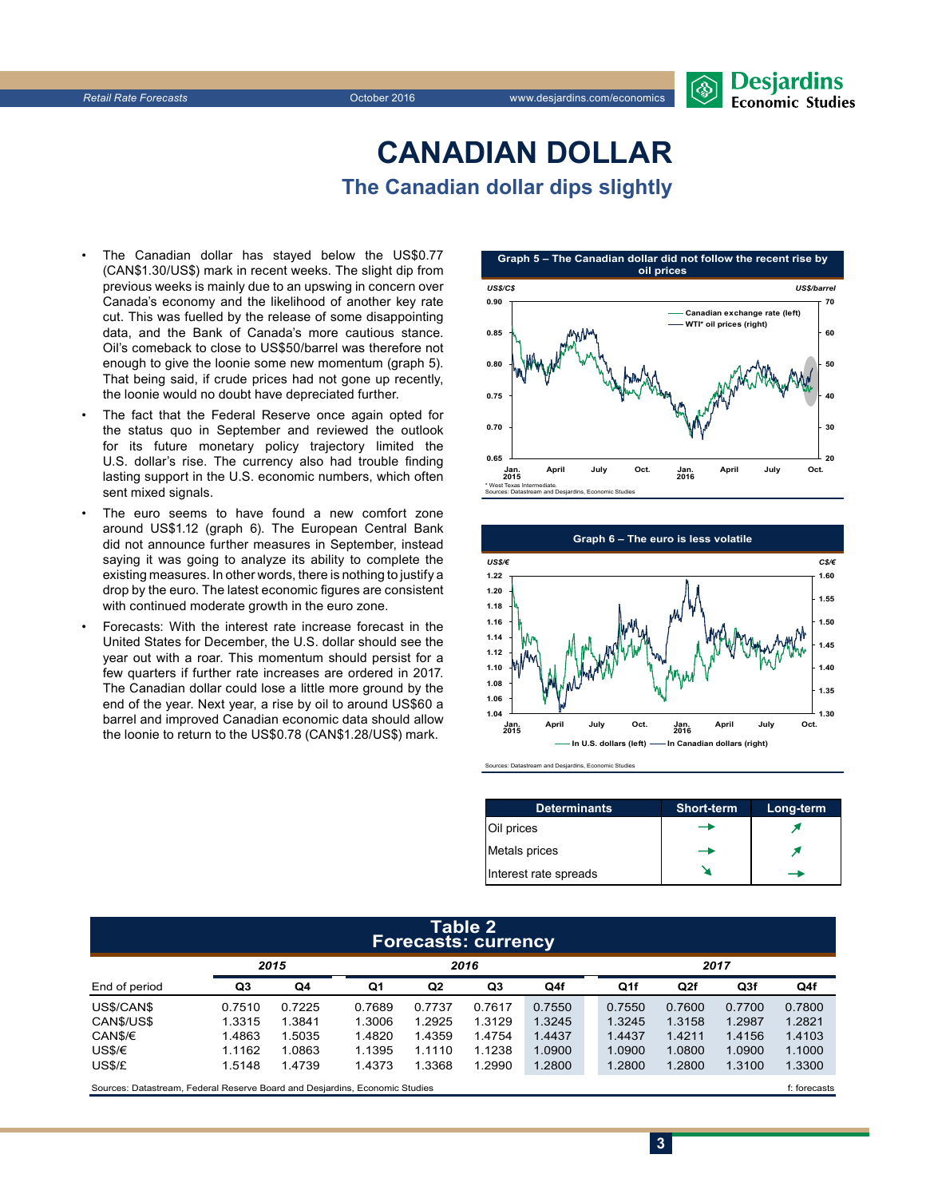# CANADIAN DOLLAR

## The Canadian dollar dips slightly

- The Canadian dollar has stayed below the US$0.77 (CAN$1.30/US$) mark in recent weeks. The slight dip from previous weeks is mainly due to an upswing in concern over Canada's economy and the likelihood of another key rate cut. This was fuelled by the release of some disappointing data, and the Bank of Canada's more cautious stance. Oil's comeback to close to US$50/barrel was therefore not enough to give the loonie some new momentum (graph 5). That being said, if crude prices had not gone up recently, the loonie would no doubt have depreciated further.
- The fact that the Federal Reserve once again opted for the status quo in September and reviewed the outlook for its future monetary policy trajectory limited the U.S. dollar's rise. The currency also had trouble finding lasting support in the U.S. economic numbers, which often sent mixed signals.
- The euro seems to have found a new comfort zone around US$1.12 (graph 6). The European Central Bank did not announce further measures in September, instead saying it was going to analyze its ability to complete the existing measures. In other words, there is nothing to justify a drop by the euro. The latest economic figures are consistent with continued moderate growth in the euro zone.
- Forecasts: With the interest rate increase forecast in the United States for December, the U.S. dollar should see the year out with a roar. This momentum should persist for a few quarters if further rate increases are ordered in 2017. The Canadian dollar could lose a little more ground by the end of the year. Next year, a rise by oil to around US$60 a barrel and improved Canadian economic data should allow the loonie to return to the US$0.78 (CAN$1.28/US$) mark.

**Graph 5 – The Canadian dollar did not follow the recent rise by oil prices**

* West Texas Intermediate.
Sources: Datastream and Desjardins, Economic Studies

**Graph 6 – The euro is less volatile**

Sources: Datastream and Desjardins, Economic Studies

| Determinants | Short-term | Long-term |
|---|---|---|
| Oil prices | → | ↗ |
| Metals prices | → | ↗ |
| Interest rate spreads | ↘ | → |

**Table 2**
**Forecasts: currency**

| | 2015 | | 2016 | | | | 2017 | | | |
|---|---|---|---|---|---|---|---|---|---|---|
| End of period | Q3 | Q4 | Q1 | Q2 | Q3 | Q4f | Q1f | Q2f | Q3f | Q4f |
| US$/CAN$ | 0.7510 | 0.7225 | 0.7689 | 0.7737 | 0.7617 | 0.7550 | 0.7550 | 0.7600 | 0.7700 | 0.7800 |
| CAN$/US$ | 1.3315 | 1.3841 | 1.3006 | 1.2925 | 1.3129 | 1.3245 | 1.3245 | 1.3158 | 1.2987 | 1.2821 |
| CAN$/€ | 1.4863 | 1.5035 | 1.4820 | 1.4359 | 1.4754 | 1.4437 | 1.4437 | 1.4211 | 1.4156 | 1.4103 |
| US$/€ | 1.1162 | 1.0863 | 1.1395 | 1.1110 | 1.1238 | 1.0900 | 1.0900 | 1.0800 | 1.0900 | 1.1000 |
| US$/£ | 1.5148 | 1.4739 | 1.4373 | 1.3368 | 1.2990 | 1.2800 | 1.2800 | 1.2800 | 1.3100 | 1.3300 |

Sources: Datastream, Federal Reserve Board and Desjardins, Economic Studies — f: forecasts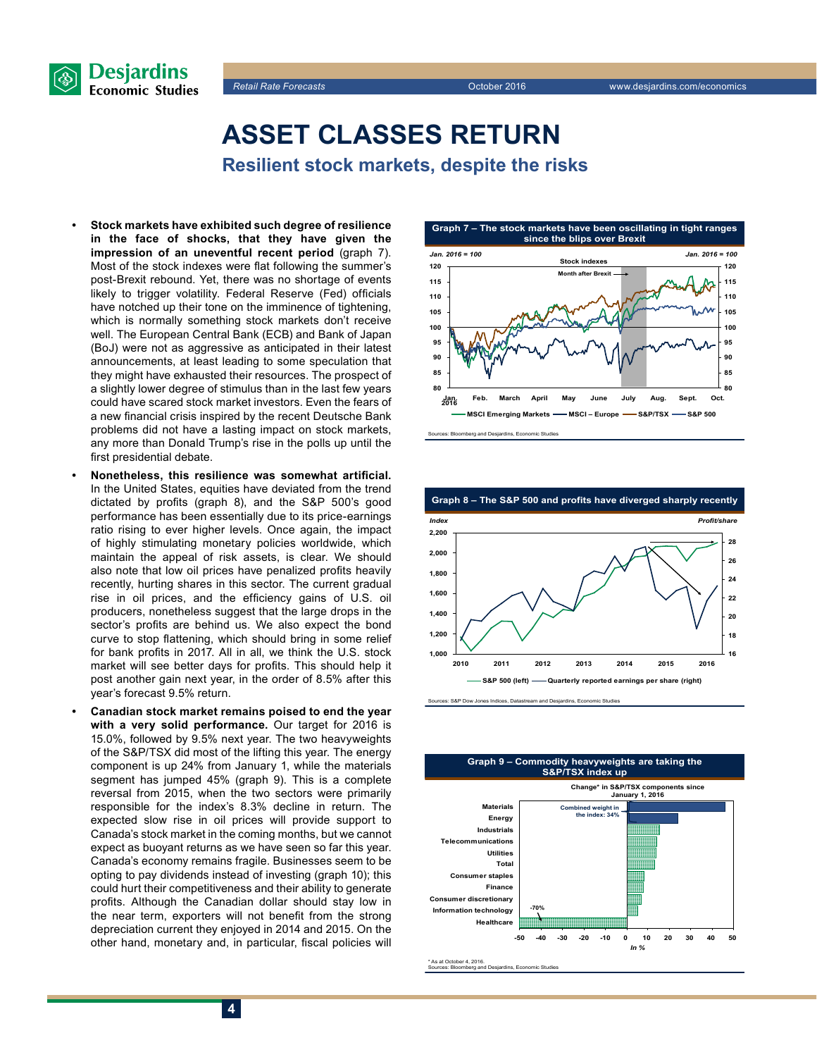# ASSET CLASSES RETURN

## Resilient stock markets, despite the risks

- **Stock markets have exhibited such degree of resilience in the face of shocks, that they have given the impression of an uneventful recent period** (graph 7). Most of the stock indexes were flat following the summer's post-Brexit rebound. Yet, there was no shortage of events likely to trigger volatility. Federal Reserve (Fed) officials have notched up their tone on the imminence of tightening, which is normally something stock markets don't receive well. The European Central Bank (ECB) and Bank of Japan (BoJ) were not as aggressive as anticipated in their latest announcements, at least leading to some speculation that they might have exhausted their resources. The prospect of a slightly lower degree of stimulus than in the last few years could have scared stock market investors. Even the fears of a new financial crisis inspired by the recent Deutsche Bank problems did not have a lasting impact on stock markets, any more than Donald Trump's rise in the polls up until the first presidential debate.
- **Nonetheless, this resilience was somewhat artificial.** In the United States, equities have deviated from the trend dictated by profits (graph 8), and the S&P 500's good performance has been essentially due to its price-earnings ratio rising to ever higher levels. Once again, the impact of highly stimulating monetary policies worldwide, which maintain the appeal of risk assets, is clear. We should also note that low oil prices have penalized profits heavily recently, hurting shares in this sector. The current gradual rise in oil prices, and the efficiency gains of U.S. oil producers, nonetheless suggest that the large drops in the sector's profits are behind us. We also expect the bond curve to stop flattening, which should bring in some relief for bank profits in 2017. All in all, we think the U.S. stock market will see better days for profits. This should help it post another gain next year, in the order of 8.5% after this year's forecast 9.5% return.
- **Canadian stock market remains poised to end the year with a very solid performance.** Our target for 2016 is 15.0%, followed by 9.5% next year. The two heavyweights of the S&P/TSX did most of the lifting this year. The energy component is up 24% from January 1, while the materials segment has jumped 45% (graph 9). This is a complete reversal from 2015, when the two sectors were primarily responsible for the index's 8.3% decline in return. The expected slow rise in oil prices will provide support to Canada's stock market in the coming months, but we cannot expect as buoyant returns as we have seen so far this year. Canada's economy remains fragile. Businesses seem to be opting to pay dividends instead of investing (graph 10); this could hurt their competitiveness and their ability to generate profits. Although the Canadian dollar should stay low in the near term, exporters will not benefit from the strong depreciation current they enjoyed in 2014 and 2015. On the other hand, monetary and, in particular, fiscal policies will

**Graph 7 – The stock markets have been oscillating in tight ranges since the blips over Brexit**

Sources: Bloomberg and Desjardins, Economic Studies

**Graph 8 – The S&P 500 and profits have diverged sharply recently**

Sources: S&P Dow Jones Indices, Datastream and Desjardins, Economic Studies

**Graph 9 – Commodity heavyweights are taking the S&P/TSX index up**

\* As at October 4, 2016.
Sources: Bloomberg and Desjardins, Economic Studies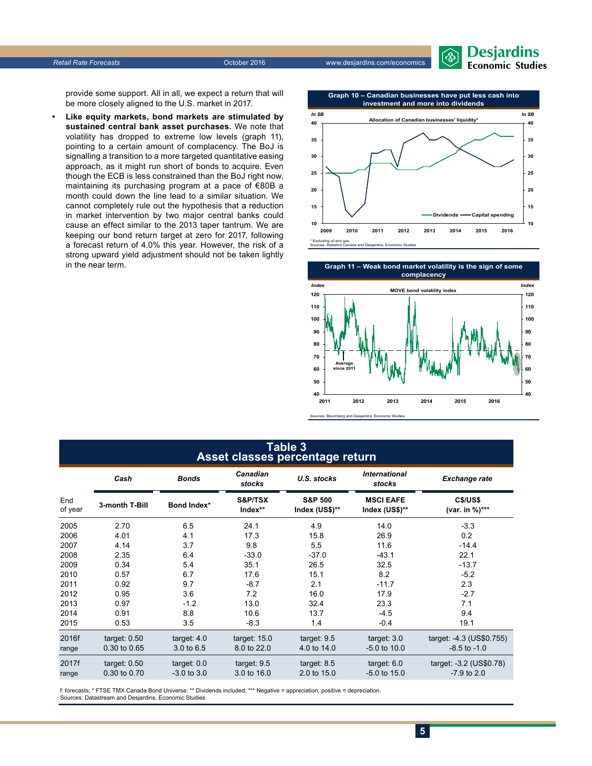provide some support. All in all, we expect a return that will be more closely aligned to the U.S. market in 2017.

- **Like equity markets, bond markets are stimulated by sustained central bank asset purchases.** We note that volatility has dropped to extreme low levels (graph 11), pointing to a certain amount of complacency. The BoJ is signalling a transition to a more targeted quantitative easing approach, as it might run short of bonds to acquire. Even though the ECB is less constrained than the BoJ right now, maintaining its purchasing program at a pace of €80B a month could down the line lead to a similar situation. We cannot completely rule out the hypothesis that a reduction in market intervention by two major central banks could cause an effect similar to the 2013 taper tantrum. We are keeping our bond return target at zero for 2017, following a forecast return of 4.0% this year. However, the risk of a strong upward yield adjustment should not be taken lightly in the near term.

**Graph 10 – Canadian businesses have put less cash into investment and more into dividends**

Allocation of Canadian businesses' liquidity*

In $B

40, 35, 30, 25, 20, 15, 10

2009, 2010, 2011, 2012, 2013, 2014, 2015, 2016

Dividends — Capital spending

\* Excluding oil and gas.
Sources: Statistics Canada and Desjardins, Economic Studies

**Graph 11 – Weak bond market volatility is the sign of some complacency**

MOVE bond volatility index

Index

120, 110, 100, 90, 80, 70, 60, 50, 40

2011, 2012, 2013, 2014, 2015, 2016

Average since 2011

Sources: Bloomberg and Desjardins, Economic Studies

## Table 3
## Asset classes percentage return

| | *Cash* | *Bonds* | *Canadian stocks* | *U.S. stocks* | *International stocks* | *Exchange rate* |
|---|---|---|---|---|---|---|
| End of year | **3-month T-Bill** | **Bond Index*** | **S&P/TSX Index**** | **S&P 500 Index (US$)**** | **MSCI EAFE Index (US$)**** | **C$/US$ (var. in %)***** |
| 2005 | 2.70 | 6.5 | 24.1 | 4.9 | 14.0 | -3.3 |
| 2006 | 4.01 | 4.1 | 17.3 | 15.8 | 26.9 | 0.2 |
| 2007 | 4.14 | 3.7 | 9.8 | 5.5 | 11.6 | -14.4 |
| 2008 | 2.35 | 6.4 | -33.0 | -37.0 | -43.1 | 22.1 |
| 2009 | 0.34 | 5.4 | 35.1 | 26.5 | 32.5 | -13.7 |
| 2010 | 0.57 | 6.7 | 17.6 | 15.1 | 8.2 | -5.2 |
| 2011 | 0.92 | 9.7 | -8.7 | 2.1 | -11.7 | 2.3 |
| 2012 | 0.95 | 3.6 | 7.2 | 16.0 | 17.9 | -2.7 |
| 2013 | 0.97 | -1.2 | 13.0 | 32.4 | 23.3 | 7.1 |
| 2014 | 0.91 | 8.8 | 10.6 | 13.7 | -4.5 | 9.4 |
| 2015 | 0.53 | 3.5 | -8.3 | 1.4 | -0.4 | 19.1 |
| 2016f | target: 0.50 | target: 4.0 | target: 15.0 | target: 9.5 | target: 3.0 | target: -4.3 (US$0.755) |
| range | 0.30 to 0.65 | 3.0 to 6.5 | 8.0 to 22.0 | 4.0 to 14.0 | -5.0 to 10.0 | -8.5 to -1.0 |
| 2017f | target: 0.50 | target: 0.0 | target: 9.5 | target: 8.5 | target: 6.0 | target: -3.2 (US$0.78) |
| range | 0.30 to 0.70 | -3.0 to 3.0 | 3.0 to 16.0 | 2.0 to 15.0 | -5.0 to 15.0 | -7.9 to 2.0 |

f: forecasts; * FTSE TMX Canada Bond Universe; ** Dividends included; *** Negative = appreciation, positive = depreciation.
Sources: Datastream and Desjardins, Economic Studies